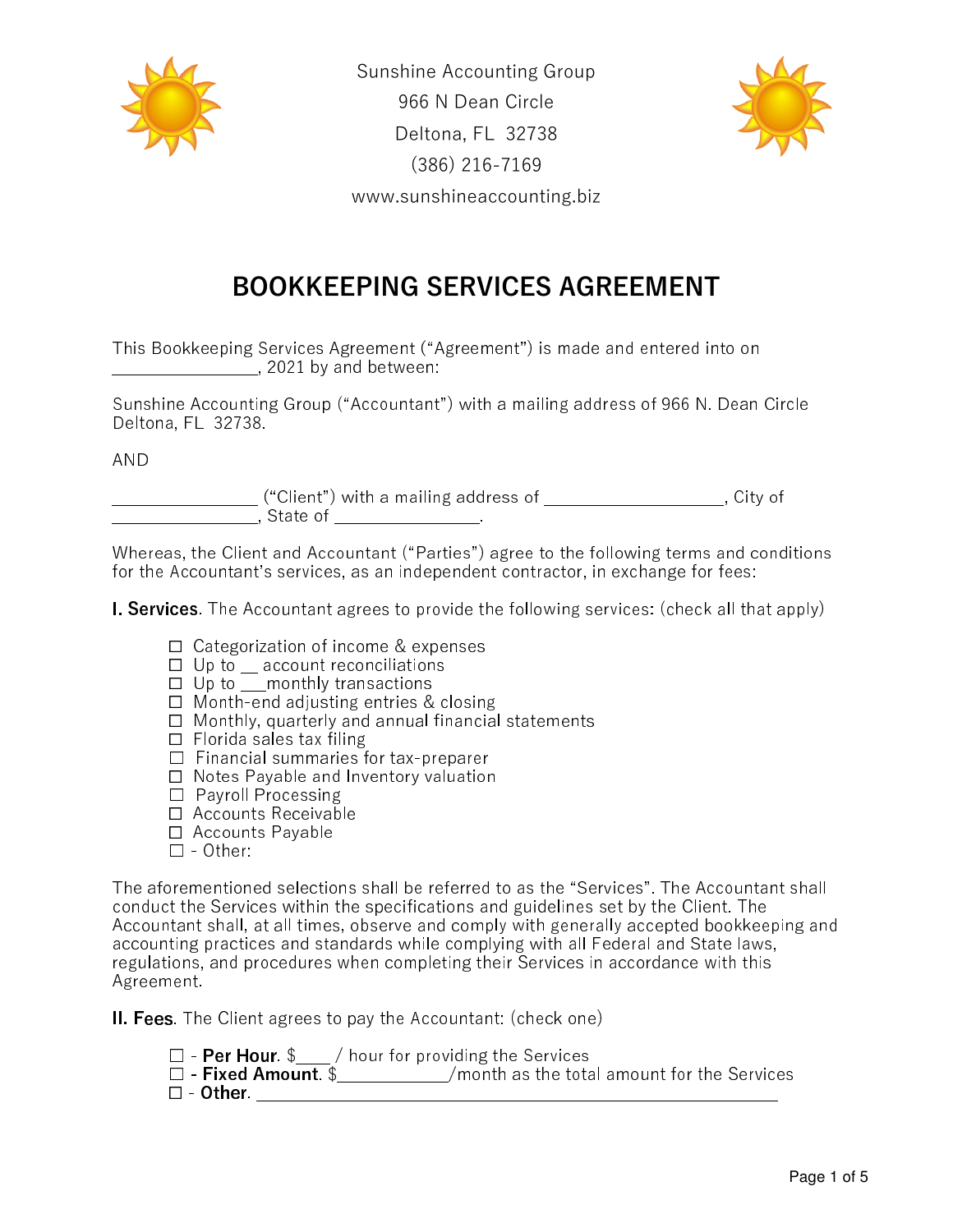Sunshine Accounting Group
966 N Dean Circle
Deltona, FL 32738
(386) 216-7169
www.sunshineaccounting.biz

# BOOKKEEPING SERVICES AGREEMENT

This Bookkeeping Services Agreement ("Agreement") is made and entered into on ________________, 2021 by and between:

Sunshine Accounting Group ("Accountant") with a mailing address of 966 N. Dean Circle Deltona, FL 32738.

AND

________________ ("Client") with a mailing address of ___________________, City of ________________, State of ________________.

Whereas, the Client and Accountant ("Parties") agree to the following terms and conditions for the Accountant's services, as an independent contractor, in exchange for fees:

**I. Services**. The Accountant agrees to provide the following services: (check all that apply)

- ☐ Categorization of income & expenses
- ☐ Up to __ account reconciliations
- ☐ Up to ___monthly transactions
- ☐ Month-end adjusting entries & closing
- ☐ Monthly, quarterly and annual financial statements
- ☐ Florida sales tax filing
- ☐ Financial summaries for tax-preparer
- ☐ Notes Payable and Inventory valuation
- ☐ Payroll Processing
- ☐ Accounts Receivable
- ☐ Accounts Payable
- ☐ - Other:

The aforementioned selections shall be referred to as the "Services". The Accountant shall conduct the Services within the specifications and guidelines set by the Client. The Accountant shall, at all times, observe and comply with generally accepted bookkeeping and accounting practices and standards while complying with all Federal and State laws, regulations, and procedures when completing their Services in accordance with this Agreement.

**II. Fees**. The Client agrees to pay the Accountant: (check one)

- ☐ - **Per Hour**. $____ / hour for providing the Services
- ☐ - **Fixed Amount**. $____________/month as the total amount for the Services
- ☐ - **Other**. ____________________________________________________________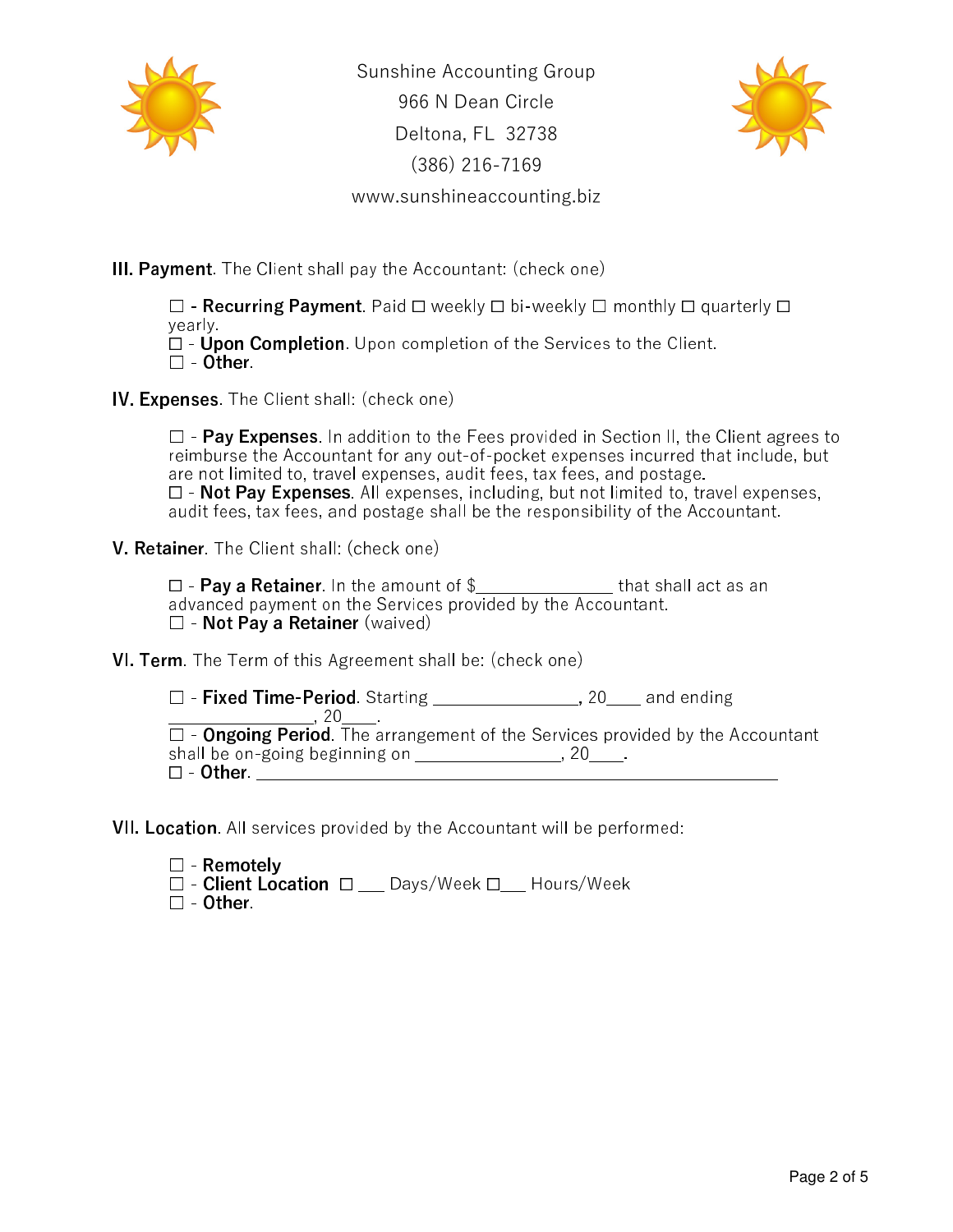Sunshine Accounting Group
966 N Dean Circle
Deltona, FL 32738
(386) 216-7169
www.sunshineaccounting.biz

**III. Payment**. The Client shall pay the Accountant: (check one)

☐ - **Recurring Payment**. Paid ☐ weekly ☐ bi-weekly ☐ monthly ☐ quarterly ☐ yearly.
☐ - **Upon Completion**. Upon completion of the Services to the Client.
☐ - **Other**.

**IV. Expenses**. The Client shall: (check one)

☐ - **Pay Expenses**. In addition to the Fees provided in Section II, the Client agrees to reimburse the Accountant for any out-of-pocket expenses incurred that include, but are not limited to, travel expenses, audit fees, tax fees, and postage.
☐ - **Not Pay Expenses**. All expenses, including, but not limited to, travel expenses, audit fees, tax fees, and postage shall be the responsibility of the Accountant.

**V. Retainer**. The Client shall: (check one)

☐ - **Pay a Retainer**. In the amount of $_______________ that shall act as an advanced payment on the Services provided by the Accountant.
☐ - **Not Pay a Retainer** (waived)

**VI. Term**. The Term of this Agreement shall be: (check one)

☐ - **Fixed Time-Period**. Starting ________________, 20____ and ending ________________, 20____.
☐ - **Ongoing Period**. The arrangement of the Services provided by the Accountant shall be on-going beginning on ________________, 20____.
☐ - **Other**. ____________________________________________________________

**VII. Location**. All services provided by the Accountant will be performed:

☐ - **Remotely**
☐ - **Client Location** ☐ ___ Days/Week ☐___ Hours/Week
☐ - **Other**.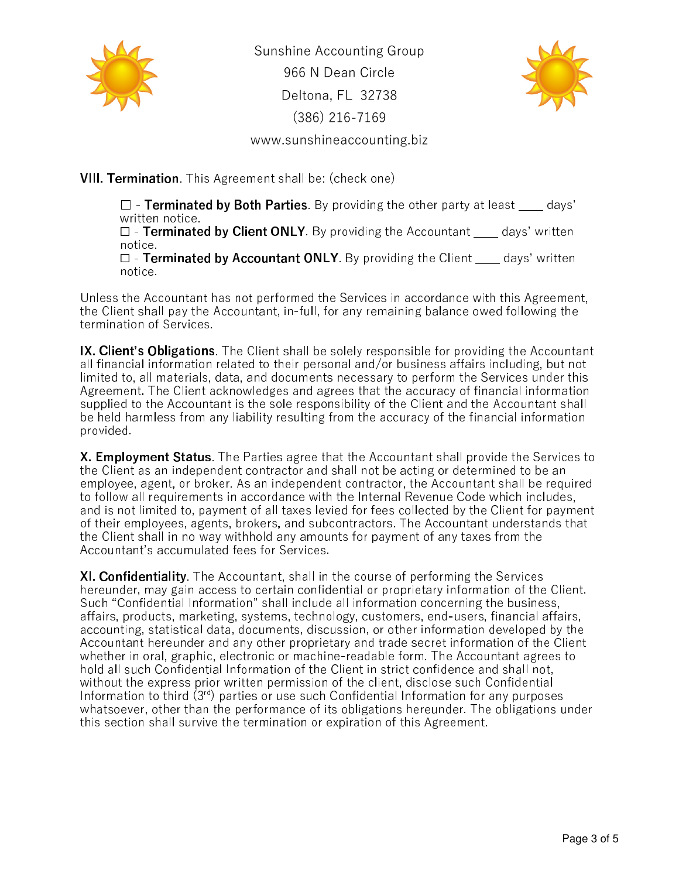Sunshine Accounting Group
966 N Dean Circle
Deltona, FL 32738
(386) 216-7169
www.sunshineaccounting.biz

**VIII. Termination**. This Agreement shall be: (check one)

- ☐ - **Terminated by Both Parties**. By providing the other party at least ____ days' written notice.
- ☐ - **Terminated by Client ONLY**. By providing the Accountant ____ days' written notice.
- ☐ - **Terminated by Accountant ONLY**. By providing the Client ____ days' written notice.

Unless the Accountant has not performed the Services in accordance with this Agreement, the Client shall pay the Accountant, in-full, for any remaining balance owed following the termination of Services.

**IX. Client's Obligations**. The Client shall be solely responsible for providing the Accountant all financial information related to their personal and/or business affairs including, but not limited to, all materials, data, and documents necessary to perform the Services under this Agreement. The Client acknowledges and agrees that the accuracy of financial information supplied to the Accountant is the sole responsibility of the Client and the Accountant shall be held harmless from any liability resulting from the accuracy of the financial information provided.

**X. Employment Status**. The Parties agree that the Accountant shall provide the Services to the Client as an independent contractor and shall not be acting or determined to be an employee, agent, or broker. As an independent contractor, the Accountant shall be required to follow all requirements in accordance with the Internal Revenue Code which includes, and is not limited to, payment of all taxes levied for fees collected by the Client for payment of their employees, agents, brokers, and subcontractors. The Accountant understands that the Client shall in no way withhold any amounts for payment of any taxes from the Accountant's accumulated fees for Services.

**XI. Confidentiality**. The Accountant, shall in the course of performing the Services hereunder, may gain access to certain confidential or proprietary information of the Client. Such "Confidential Information" shall include all information concerning the business, affairs, products, marketing, systems, technology, customers, end-users, financial affairs, accounting, statistical data, documents, discussion, or other information developed by the Accountant hereunder and any other proprietary and trade secret information of the Client whether in oral, graphic, electronic or machine-readable form. The Accountant agrees to hold all such Confidential Information of the Client in strict confidence and shall not, without the express prior written permission of the client, disclose such Confidential Information to third (3rd) parties or use such Confidential Information for any purposes whatsoever, other than the performance of its obligations hereunder. The obligations under this section shall survive the termination or expiration of this Agreement.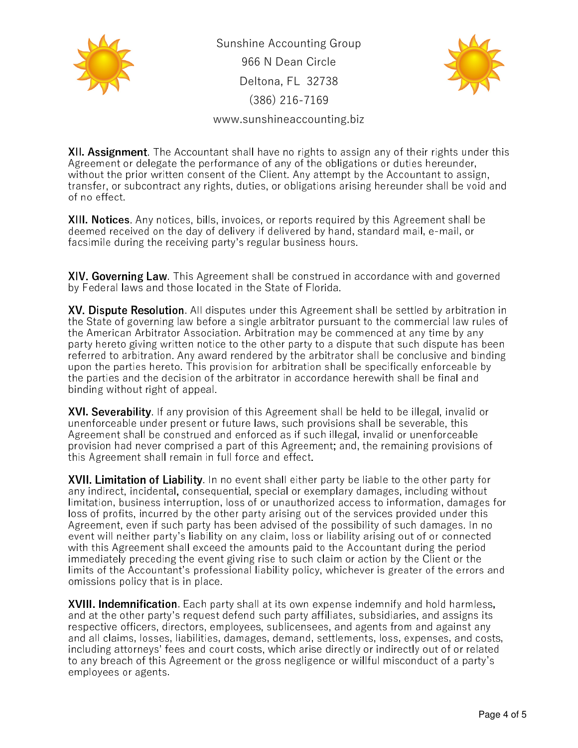Sunshine Accounting Group
966 N Dean Circle
Deltona, FL 32738
(386) 216-7169
www.sunshineaccounting.biz

**XII. Assignment**. The Accountant shall have no rights to assign any of their rights under this Agreement or delegate the performance of any of the obligations or duties hereunder, without the prior written consent of the Client. Any attempt by the Accountant to assign, transfer, or subcontract any rights, duties, or obligations arising hereunder shall be void and of no effect.

**XIII. Notices**. Any notices, bills, invoices, or reports required by this Agreement shall be deemed received on the day of delivery if delivered by hand, standard mail, e-mail, or facsimile during the receiving party's regular business hours.

**XIV. Governing Law**. This Agreement shall be construed in accordance with and governed by Federal laws and those located in the State of Florida.

**XV. Dispute Resolution**. All disputes under this Agreement shall be settled by arbitration in the State of governing law before a single arbitrator pursuant to the commercial law rules of the American Arbitrator Association. Arbitration may be commenced at any time by any party hereto giving written notice to the other party to a dispute that such dispute has been referred to arbitration. Any award rendered by the arbitrator shall be conclusive and binding upon the parties hereto. This provision for arbitration shall be specifically enforceable by the parties and the decision of the arbitrator in accordance herewith shall be final and binding without right of appeal.

**XVI. Severability**. If any provision of this Agreement shall be held to be illegal, invalid or unenforceable under present or future laws, such provisions shall be severable, this Agreement shall be construed and enforced as if such illegal, invalid or unenforceable provision had never comprised a part of this Agreement; and, the remaining provisions of this Agreement shall remain in full force and effect.

**XVII. Limitation of Liability**. In no event shall either party be liable to the other party for any indirect, incidental, consequential, special or exemplary damages, including without limitation, business interruption, loss of or unauthorized access to information, damages for loss of profits, incurred by the other party arising out of the services provided under this Agreement, even if such party has been advised of the possibility of such damages. In no event will neither party's liability on any claim, loss or liability arising out of or connected with this Agreement shall exceed the amounts paid to the Accountant during the period immediately preceding the event giving rise to such claim or action by the Client or the limits of the Accountant's professional liability policy, whichever is greater of the errors and omissions policy that is in place.

**XVIII. Indemnification**. Each party shall at its own expense indemnify and hold harmless, and at the other party's request defend such party affiliates, subsidiaries, and assigns its respective officers, directors, employees, sublicensees, and agents from and against any and all claims, losses, liabilities, damages, demand, settlements, loss, expenses, and costs, including attorneys' fees and court costs, which arise directly or indirectly out of or related to any breach of this Agreement or the gross negligence or willful misconduct of a party's employees or agents.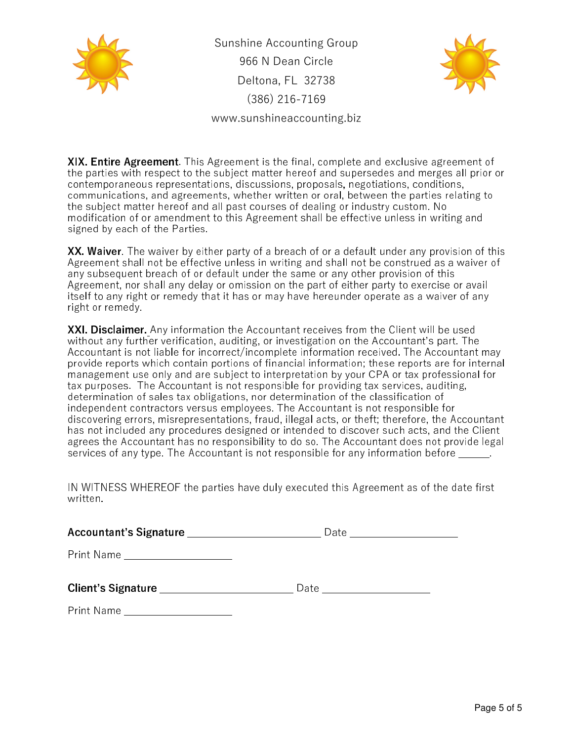Sunshine Accounting Group
966 N Dean Circle
Deltona, FL 32738
(386) 216-7169
www.sunshineaccounting.biz

**XIX. Entire Agreement**. This Agreement is the final, complete and exclusive agreement of the parties with respect to the subject matter hereof and supersedes and merges all prior or contemporaneous representations, discussions, proposals, negotiations, conditions, communications, and agreements, whether written or oral, between the parties relating to the subject matter hereof and all past courses of dealing or industry custom. No modification of or amendment to this Agreement shall be effective unless in writing and signed by each of the Parties.

**XX. Waiver**. The waiver by either party of a breach of or a default under any provision of this Agreement shall not be effective unless in writing and shall not be construed as a waiver of any subsequent breach of or default under the same or any other provision of this Agreement, nor shall any delay or omission on the part of either party to exercise or avail itself to any right or remedy that it has or may have hereunder operate as a waiver of any right or remedy.

**XXI. Disclaimer.** Any information the Accountant receives from the Client will be used without any further verification, auditing, or investigation on the Accountant's part. The Accountant is not liable for incorrect/incomplete information received. The Accountant may provide reports which contain portions of financial information; these reports are for internal management use only and are subject to interpretation by your CPA or tax professional for tax purposes. The Accountant is not responsible for providing tax services, auditing, determination of sales tax obligations, nor determination of the classification of independent contractors versus employees. The Accountant is not responsible for discovering errors, misrepresentations, fraud, illegal acts, or theft; therefore, the Accountant has not included any procedures designed or intended to discover such acts, and the Client agrees the Accountant has no responsibility to do so. The Accountant does not provide legal services of any type. The Accountant is not responsible for any information before ______.

IN WITNESS WHEREOF the parties have duly executed this Agreement as of the date first written.

**Accountant's Signature** ________________________ Date ____________________

Print Name ____________________

**Client's Signature** ________________________ Date ____________________

Print Name ____________________